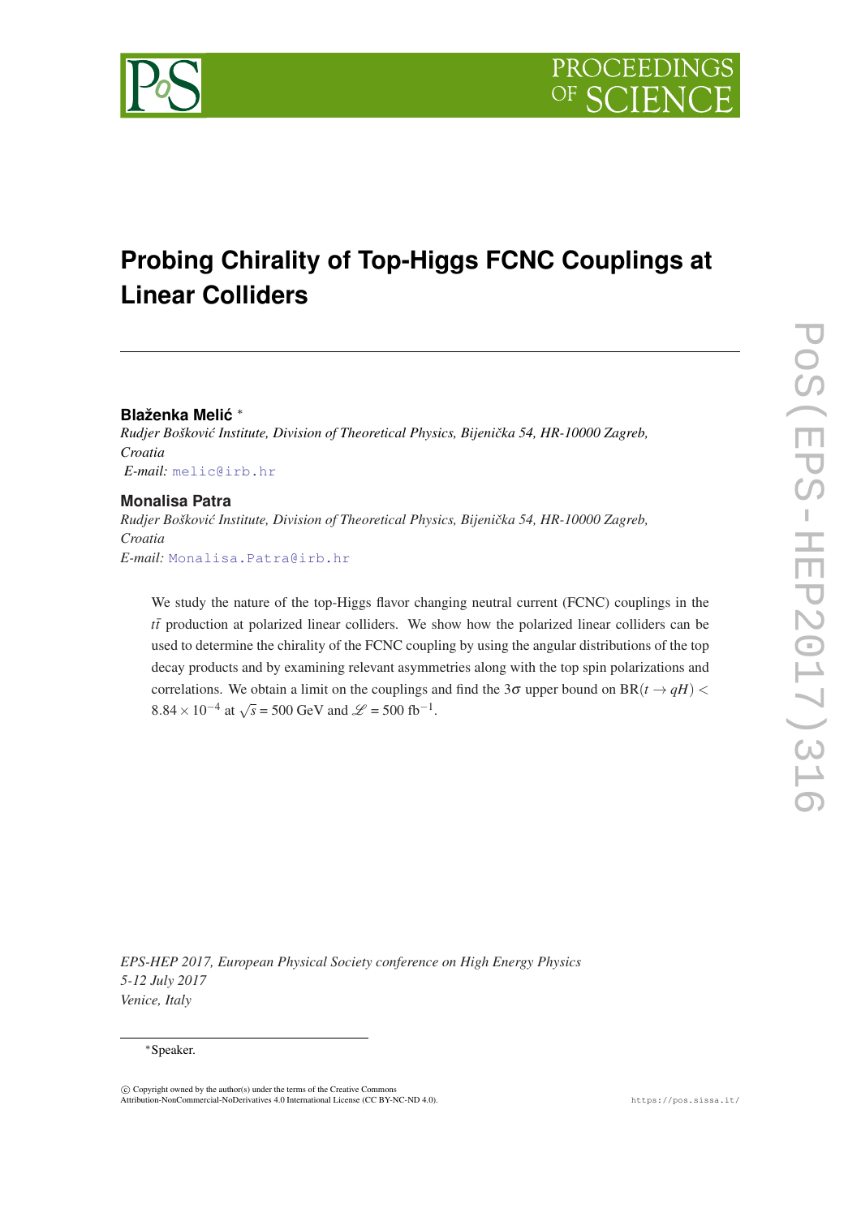# Probing Chirality of Top-Higgs FCNC Couplings at Linear Colliders

**Blaženka Melić** [*]

*Rudjer Bošković Institute, Division of Theoretical Physics, Bijenička 54, HR-10000 Zagreb, Croatia*
*E-mail:* melic@irb.hr

**Monalisa Patra**

*Rudjer Bošković Institute, Division of Theoretical Physics, Bijenička 54, HR-10000 Zagreb, Croatia*
*E-mail:* Monalisa.Patra@irb.hr

We study the nature of the top-Higgs flavor changing neutral current (FCNC) couplings in the $t\bar{t}$ production at polarized linear colliders. We show how the polarized linear colliders can be used to determine the chirality of the FCNC coupling by using the angular distributions of the top decay products and by examining relevant asymmetries along with the top spin polarizations and correlations. We obtain a limit on the couplings and find the $3\sigma$ upper bound on $\mathrm{BR}(t \to qH) < 8.84 \times 10^{-4}$ at $\sqrt{s} = 500$ GeV and $\mathscr{L} = 500$ fb$^{-1}$.

*EPS-HEP 2017, European Physical Society conference on High Energy Physics*
*5-12 July 2017*
*Venice, Italy*

[*]Speaker.

© Copyright owned by the author(s) under the terms of the Creative Commons Attribution-NonCommercial-NoDerivatives 4.0 International License (CC BY-NC-ND 4.0).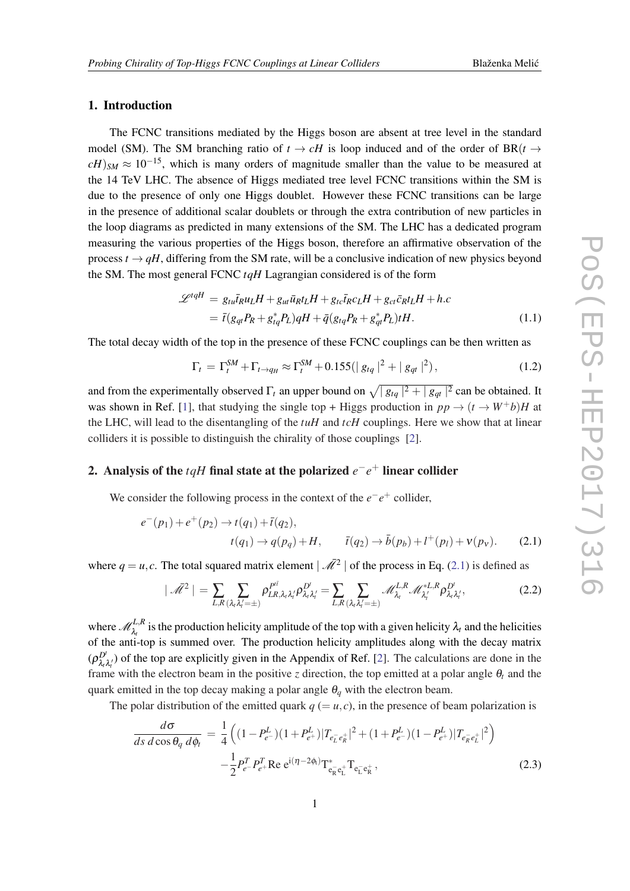## 1. Introduction

The FCNC transitions mediated by the Higgs boson are absent at tree level in the standard model (SM). The SM branching ratio of $t \to cH$ is loop induced and of the order of $\mathrm{BR}(t \to cH)_{SM} \approx 10^{-15}$, which is many orders of magnitude smaller than the value to be measured at the 14 TeV LHC. The absence of Higgs mediated tree level FCNC transitions within the SM is due to the presence of only one Higgs doublet. However these FCNC transitions can be large in the presence of additional scalar doublets or through the extra contribution of new particles in the loop diagrams as predicted in many extensions of the SM. The LHC has a dedicated program measuring the various properties of the Higgs boson, therefore an affirmative observation of the process $t \to qH$, differing from the SM rate, will be a conclusive indication of new physics beyond the SM. The most general FCNC $tqH$ Lagrangian considered is of the form

$$
\begin{aligned}
\mathcal{L}^{tqH} &= g_{tu}\bar{t}_R u_L H + g_{ut}\bar{u}_R t_L H + g_{tc}\bar{t}_R c_L H + g_{ct}\bar{c}_R t_L H + h.c \\
&= \bar{t}(g_{qt}P_R + g_{tq}^{*}P_L)qH + \bar{q}(g_{tq}P_R + g_{qt}^{*}P_L)tH. 
\end{aligned}
\tag{1.1}
$$

The total decay width of the top in the presence of these FCNC couplings can be then written as

$$
\Gamma_t = \Gamma_t^{SM} + \Gamma_{t \to qH} \approx \Gamma_t^{SM} + 0.155(\mid g_{tq}\mid^2 + \mid g_{qt}\mid^2), \tag{1.2}
$$

and from the experimentally observed $\Gamma_t$ an upper bound on $\sqrt{\mid g_{tq}\mid^2 + \mid g_{qt}\mid^2}$ can be obtained. It was shown in Ref. [1], that studying the single top + Higgs production in $pp \to (t \to W^+ b)H$ at the LHC, will lead to the disentangling of the $tuH$ and $tcH$ couplings. Here we show that at linear colliders it is possible to distinguish the chirality of those couplings [2].

## 2. Analysis of the $tqH$ final state at the polarized $e^-e^+$ linear collider

We consider the following process in the context of the $e^-e^+$ collider,

$$
\begin{aligned}
e^-(p_1) + e^+(p_2) &\to t(q_1) + \bar{t}(q_2), \\
& \qquad t(q_1) \to q(p_q) + H, \qquad \bar{t}(q_2) \to \bar{b}(p_b) + l^+(p_l) + \nu(p_\nu).
\end{aligned}
\tag{2.1}
$$

where $q = u, c$. The total squared matrix element $\mid \bar{\mathcal{M}}^2 \mid$ of the process in Eq. (2.1) is defined as

$$
\mid \bar{\mathcal{M}}^2 \mid = \sum_{L,R} \sum_{(\lambda_t \lambda_t' = \pm)} \rho^{P^{t\bar{t}}}_{LR,\lambda_t \lambda_t'} \rho^{D^t}_{\lambda_t \lambda_t'} = \sum_{L,R} \sum_{(\lambda_t \lambda_t' = \pm)} \mathcal{M}^{L,R}_{\lambda_t} \mathcal{M}^{*L,R}_{\lambda_t'} \rho^{D^t}_{\lambda_t \lambda_t'}, \tag{2.2}
$$

where $\mathcal{M}^{L,R}_{\lambda_t}$ is the production helicity amplitude of the top with a given helicity $\lambda_t$ and the helicities of the anti-top is summed over. The production helicity amplitudes along with the decay matrix ($\rho^{D^t}_{\lambda_t \lambda_t'}$) of the top are explicitly given in the Appendix of Ref. [2]. The calculations are done in the frame with the electron beam in the positive $z$ direction, the top emitted at a polar angle $\theta_t$ and the quark emitted in the top decay making a polar angle $\theta_q$ with the electron beam.

The polar distribution of the emitted quark $q$ $(= u, c)$, in the presence of beam polarization is

$$
\begin{aligned}
\frac{d\sigma}{ds\, d\cos\theta_q\, d\phi_t} &= \frac{1}{4}\Big((1 - P^L_{e^-})(1 + P^L_{e^+})|T_{e^-_L e^+_R}|^2 + (1 + P^L_{e^-})(1 - P^L_{e^+})|T_{e^-_R e^+_L}|^2\Big) \\
&\quad - \frac{1}{2} P^T_{e^-} P^T_{e^+} \mathrm{Re}\, e^{i(\eta - 2\phi_t)} T^*_{e^-_R e^+_L} T_{e^-_L e^+_R},
\end{aligned}
\tag{2.3}
$$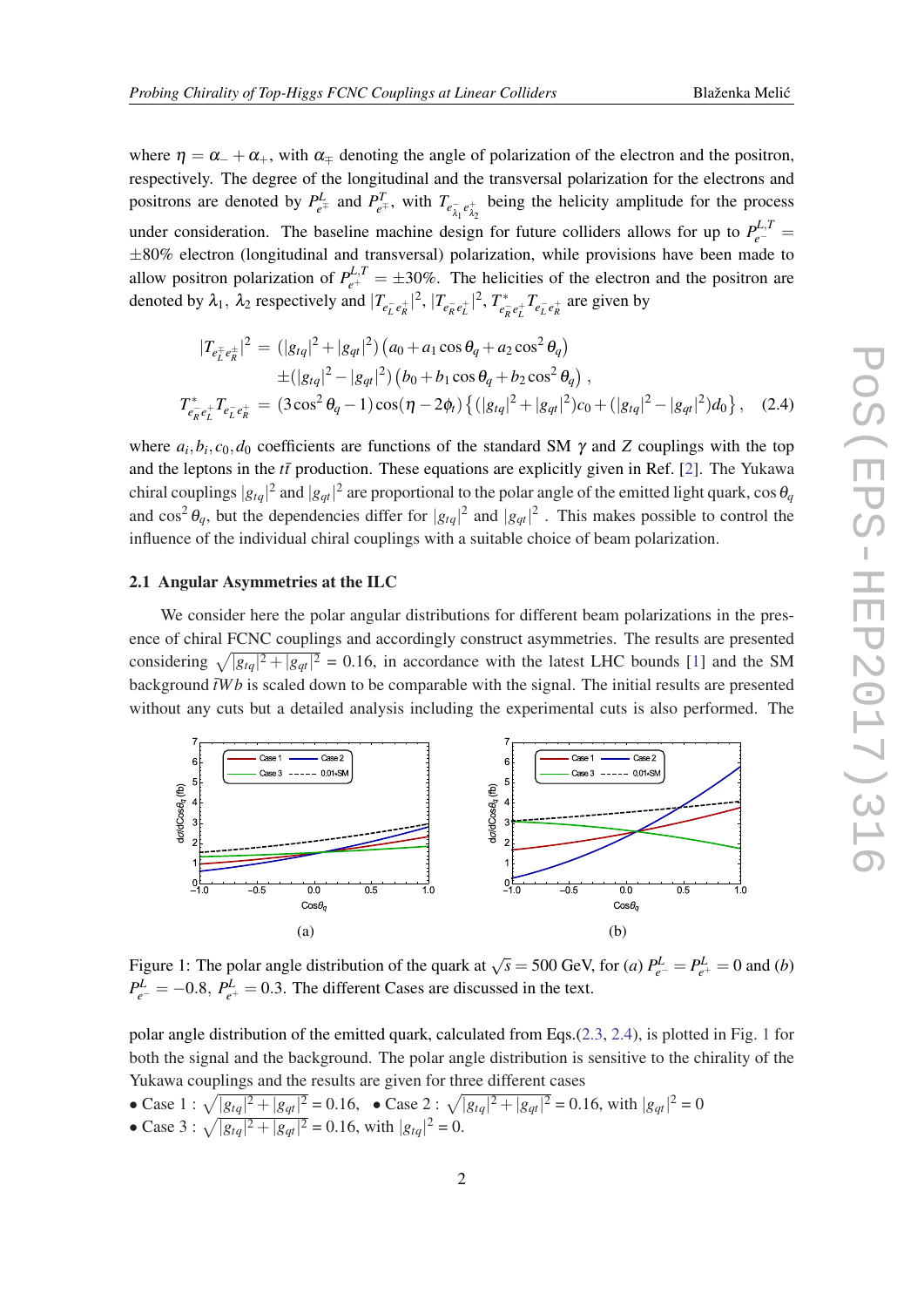where $\eta = \alpha_- + \alpha_+$, with $\alpha_\mp$ denoting the angle of polarization of the electron and the positron, respectively. The degree of the longitudinal and the transversal polarization for the electrons and positrons are denoted by $P^L_{e^\mp}$ and $P^T_{e^\mp}$, with $T_{e^-_{\lambda_1} e^+_{\lambda_2}}$ being the helicity amplitude for the process under consideration. The baseline machine design for future colliders allows for up to $P^{L,T}_{e^-} = \pm 80\%$ electron (longitudinal and transversal) polarization, while provisions have been made to allow positron polarization of $P^{L,T}_{e^+} = \pm 30\%$. The helicities of the electron and the positron are denoted by $\lambda_1$, $\lambda_2$ respectively and $|T_{e^-_L e^+_R}|^2$, $|T_{e^-_R e^+_L}|^2$, $T^*_{e^-_R e^+_L} T_{e^-_L e^+_R}$ are given by

$$
\begin{aligned}
|T_{e^\mp_L e^\pm_R}|^2 &= (|g_{tq}|^2 + |g_{qt}|^2)\left(a_0 + a_1 \cos\theta_q + a_2 \cos^2\theta_q\right) \\
&\quad \pm (|g_{tq}|^2 - |g_{qt}|^2)\left(b_0 + b_1 \cos\theta_q + b_2 \cos^2\theta_q\right), \\
T^*_{e^-_R e^+_L} T_{e^-_L e^+_R} &= (3\cos^2\theta_q - 1)\cos(\eta - 2\phi_t)\left\{(|g_{tq}|^2 + |g_{qt}|^2)c_0 + (|g_{tq}|^2 - |g_{qt}|^2)d_0\right\}, \qquad (2.4)
\end{aligned}
$$

where $a_i, b_i, c_0, d_0$ coefficients are functions of the standard SM $\gamma$ and $Z$ couplings with the top and the leptons in the $t\bar{t}$ production. These equations are explicitly given in Ref. [2]. The Yukawa chiral couplings $|g_{tq}|^2$ and $|g_{qt}|^2$ are proportional to the polar angle of the emitted light quark, $\cos\theta_q$ and $\cos^2\theta_q$, but the dependencies differ for $|g_{tq}|^2$ and $|g_{qt}|^2$ . This makes possible to control the influence of the individual chiral couplings with a suitable choice of beam polarization.

### 2.1 Angular Asymmetries at the ILC

We consider here the polar angular distributions for different beam polarizations in the presence of chiral FCNC couplings and accordingly construct asymmetries. The results are presented considering $\sqrt{|g_{tq}|^2 + |g_{qt}|^2} = 0.16$, in accordance with the latest LHC bounds [1] and the SM background $\bar{t}Wb$ is scaled down to be comparable with the signal. The initial results are presented without any cuts but a detailed analysis including the experimental cuts is also performed. The

Figure 1: The polar angle distribution of the quark at $\sqrt{s} = 500$ GeV, for *(a)* $P^L_{e^-} = P^L_{e^+} = 0$ and *(b)* $P^L_{e^-} = -0.8$, $P^L_{e^+} = 0.3$. The different Cases are discussed in the text.

polar angle distribution of the emitted quark, calculated from Eqs.(2.3, 2.4), is plotted in Fig. 1 for both the signal and the background. The polar angle distribution is sensitive to the chirality of the Yukawa couplings and the results are given for three different cases

- Case 1 : $\sqrt{|g_{tq}|^2 + |g_{qt}|^2} = 0.16$,  • Case 2 : $\sqrt{|g_{tq}|^2 + |g_{qt}|^2} = 0.16$, with $|g_{qt}|^2 = 0$
- Case 3 : $\sqrt{|g_{tq}|^2 + |g_{qt}|^2} = 0.16$, with $|g_{tq}|^2 = 0$.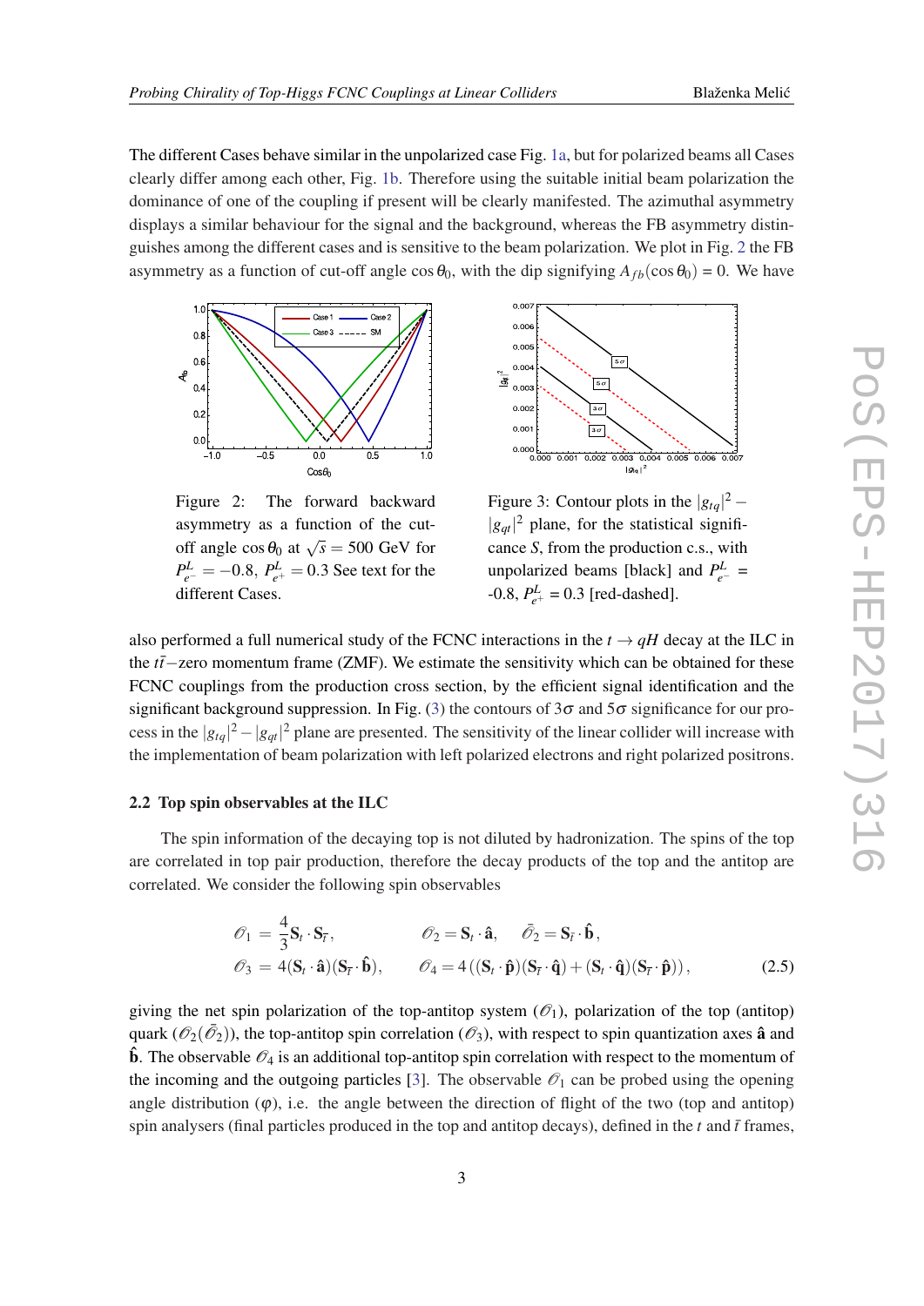The different Cases behave similar in the unpolarized case Fig. 1a, but for polarized beams all Cases clearly differ among each other, Fig. 1b. Therefore using the suitable initial beam polarization the dominance of one of the coupling if present will be clearly manifested. The azimuthal asymmetry displays a similar behaviour for the signal and the background, whereas the FB asymmetry distinguishes among the different cases and is sensitive to the beam polarization. We plot in Fig. 2 the FB asymmetry as a function of cut-off angle $\cos\theta_0$, with the dip signifying $A_{fb}(\cos\theta_0) = 0$. We have

Figure 2: The forward backward asymmetry as a function of the cut-off angle $\cos\theta_0$ at $\sqrt{s} = 500$ GeV for $P^L_{e^-} = -0.8$, $P^L_{e^+} = 0.3$ See text for the different Cases.

Figure 3: Contour plots in the $|g_{tq}|^2 - |g_{qt}|^2$ plane, for the statistical significance $S$, from the production c.s., with unpolarized beams [black] and $P^L_{e^-} = -0.8$, $P^L_{e^+} = 0.3$ [red-dashed].

also performed a full numerical study of the FCNC interactions in the $t \to qH$ decay at the ILC in the $t\bar{t}-$zero momentum frame (ZMF). We estimate the sensitivity which can be obtained for these FCNC couplings from the production cross section, by the efficient signal identification and the significant background suppression. In Fig. (3) the contours of $3\sigma$ and $5\sigma$ significance for our process in the $|g_{tq}|^2 - |g_{qt}|^2$ plane are presented. The sensitivity of the linear collider will increase with the implementation of beam polarization with left polarized electrons and right polarized positrons.

### 2.2 Top spin observables at the ILC

The spin information of the decaying top is not diluted by hadronization. The spins of the top are correlated in top pair production, therefore the decay products of the top and the antitop are correlated. We consider the following spin observables

$$
\begin{aligned}
\mathscr{O}_1 &= \frac{4}{3}\mathbf{S}_t \cdot \mathbf{S}_{\bar{t}}, \qquad \mathscr{O}_2 = \mathbf{S}_t \cdot \hat{\mathbf{a}}, \quad \bar{\mathscr{O}}_2 = \mathbf{S}_{\bar{t}} \cdot \hat{\mathbf{b}}, \\
\mathscr{O}_3 &= 4(\mathbf{S}_t \cdot \hat{\mathbf{a}})(\mathbf{S}_{\bar{t}} \cdot \hat{\mathbf{b}}), \qquad \mathscr{O}_4 = 4\left((\mathbf{S}_t \cdot \hat{\mathbf{p}})(\mathbf{S}_{\bar{t}} \cdot \hat{\mathbf{q}}) + (\mathbf{S}_t \cdot \hat{\mathbf{q}})(\mathbf{S}_{\bar{t}} \cdot \hat{\mathbf{p}})\right),
\end{aligned}
\tag{2.5}
$$

giving the net spin polarization of the top-antitop system ($\mathscr{O}_1$), polarization of the top (antitop) quark ($\mathscr{O}_2(\bar{\mathscr{O}}_2)$), the top-antitop spin correlation ($\mathscr{O}_3$), with respect to spin quantization axes $\hat{\mathbf{a}}$ and $\hat{\mathbf{b}}$. The observable $\mathscr{O}_4$ is an additional top-antitop spin correlation with respect to the momentum of the incoming and the outgoing particles [3]. The observable $\mathscr{O}_1$ can be probed using the opening angle distribution ($\varphi$), i.e. the angle between the direction of flight of the two (top and antitop) spin analysers (final particles produced in the top and antitop decays), defined in the $t$ and $\bar{t}$ frames,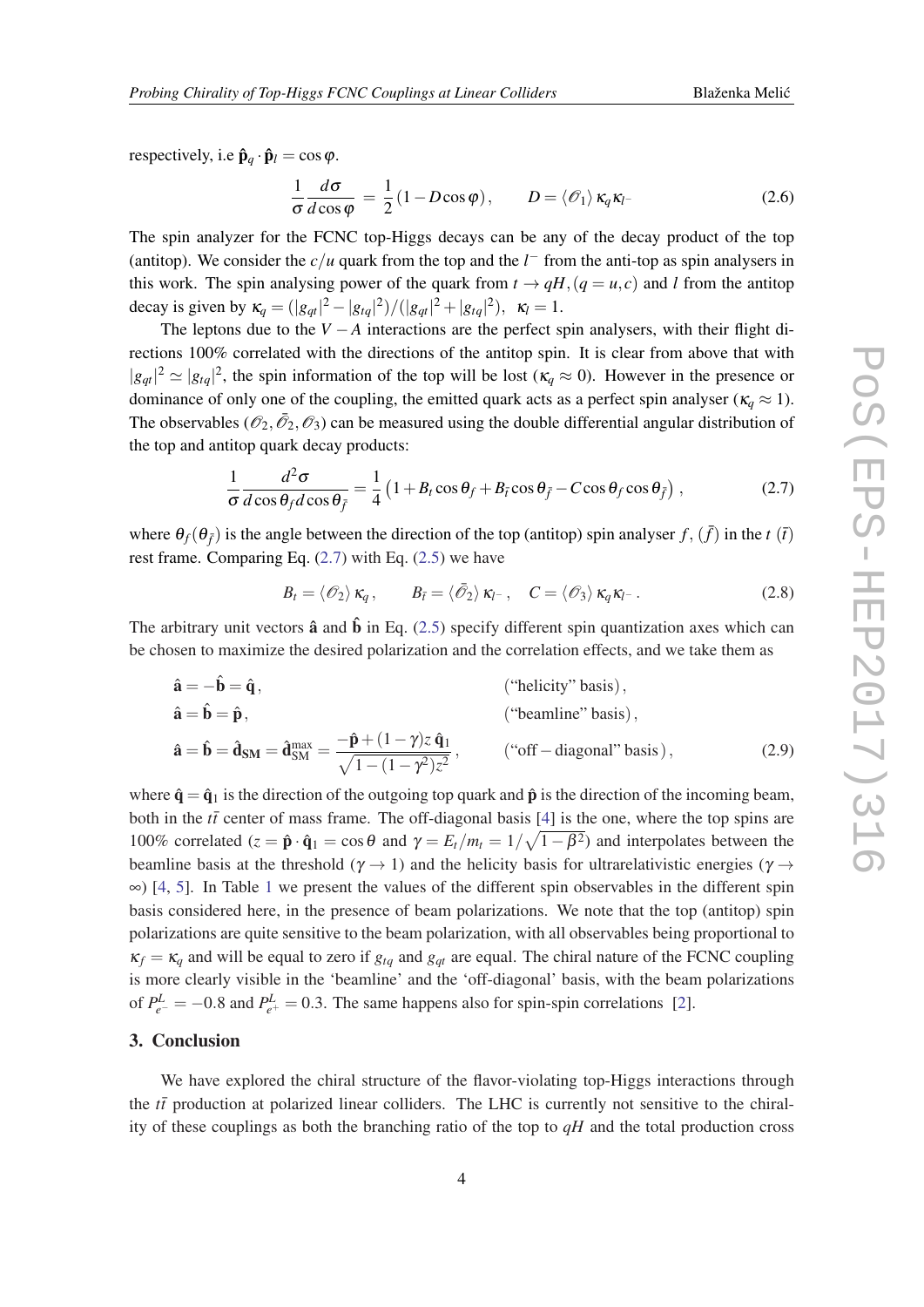respectively, i.e $\hat{\mathbf{p}}_q \cdot \hat{\mathbf{p}}_l = \cos\varphi$.

$$\frac{1}{\sigma}\frac{d\sigma}{d\cos\varphi} = \frac{1}{2}(1 - D\cos\varphi), \qquad D = \langle \mathscr{O}_1 \rangle \, \kappa_q \kappa_{l^-} \tag{2.6}$$

The spin analyzer for the FCNC top-Higgs decays can be any of the decay product of the top (antitop). We consider the $c/u$ quark from the top and the $l^-$ from the anti-top as spin analysers in this work. The spin analysing power of the quark from $t \to qH, (q = u, c)$ and $l$ from the antitop decay is given by $\kappa_q = (|g_{qt}|^2 - |g_{tq}|^2)/(|g_{qt}|^2 + |g_{tq}|^2)$, $\kappa_l = 1$.

The leptons due to the $V - A$ interactions are the perfect spin analysers, with their flight directions 100% correlated with the directions of the antitop spin. It is clear from above that with $|g_{qt}|^2 \simeq |g_{tq}|^2$, the spin information of the top will be lost ($\kappa_q \approx 0$). However in the presence or dominance of only one of the coupling, the emitted quark acts as a perfect spin analyser ($\kappa_q \approx 1$). The observables ($\mathscr{O}_2, \bar{\mathscr{O}}_2, \mathscr{O}_3$) can be measured using the double differential angular distribution of the top and antitop quark decay products:

$$\frac{1}{\sigma}\frac{d^2\sigma}{d\cos\theta_f \, d\cos\theta_{\bar{f}}} = \frac{1}{4}\left(1 + B_t \cos\theta_f + B_{\bar{t}} \cos\theta_{\bar{f}} - C\cos\theta_f \cos\theta_{\bar{f}}\right), \tag{2.7}$$

where $\theta_f(\theta_{\bar{f}})$ is the angle between the direction of the top (antitop) spin analyser $f$, $(\bar{f})$ in the $t$ $(\bar{t})$ rest frame. Comparing Eq. (2.7) with Eq. (2.5) we have

$$B_t = \langle \mathscr{O}_2 \rangle \, \kappa_q, \qquad B_{\bar{t}} = \langle \bar{\mathscr{O}}_2 \rangle \, \kappa_{l^-}, \quad C = \langle \mathscr{O}_3 \rangle \, \kappa_q \kappa_{l^-}. \tag{2.8}$$

The arbitrary unit vectors $\hat{\mathbf{a}}$ and $\hat{\mathbf{b}}$ in Eq. (2.5) specify different spin quantization axes which can be chosen to maximize the desired polarization and the correlation effects, and we take them as

$$\begin{aligned}
&\hat{\mathbf{a}} = -\hat{\mathbf{b}} = \hat{\mathbf{q}}, && (\text{"helicity" basis}), \\
&\hat{\mathbf{a}} = \hat{\mathbf{b}} = \hat{\mathbf{p}}, && (\text{"beamline" basis}), \\
&\hat{\mathbf{a}} = \hat{\mathbf{b}} = \hat{\mathbf{d}}_{\mathbf{SM}} = \hat{\mathbf{d}}_{\mathrm{SM}}^{\max} = \frac{-\hat{\mathbf{p}} + (1-\gamma)z\,\hat{\mathbf{q}}_1}{\sqrt{1-(1-\gamma^2)z^2}}, && (\text{"off}-\text{diagonal" basis}),
\end{aligned} \tag{2.9}$$

where $\hat{\mathbf{q}} = \hat{\mathbf{q}}_1$ is the direction of the outgoing top quark and $\hat{\mathbf{p}}$ is the direction of the incoming beam, both in the $t\bar{t}$ center of mass frame. The off-diagonal basis [4] is the one, where the top spins are 100% correlated ($z = \hat{\mathbf{p}} \cdot \hat{\mathbf{q}}_1 = \cos\theta$ and $\gamma = E_t/m_t = 1/\sqrt{1-\beta^2}$) and interpolates between the beamline basis at the threshold ($\gamma \to 1$) and the helicity basis for ultrarelativistic energies ($\gamma \to \infty$) [4, 5]. In Table 1 we present the values of the different spin observables in the different spin basis considered here, in the presence of beam polarizations. We note that the top (antitop) spin polarizations are quite sensitive to the beam polarization, with all observables being proportional to $\kappa_f = \kappa_q$ and will be equal to zero if $g_{tq}$ and $g_{qt}$ are equal. The chiral nature of the FCNC coupling is more clearly visible in the 'beamline' and the 'off-diagonal' basis, with the beam polarizations of $P_{e^-}^L = -0.8$ and $P_{e^+}^L = 0.3$. The same happens also for spin-spin correlations [2].

## 3. Conclusion

We have explored the chiral structure of the flavor-violating top-Higgs interactions through the $t\bar{t}$ production at polarized linear colliders. The LHC is currently not sensitive to the chirality of these couplings as both the branching ratio of the top to $qH$ and the total production cross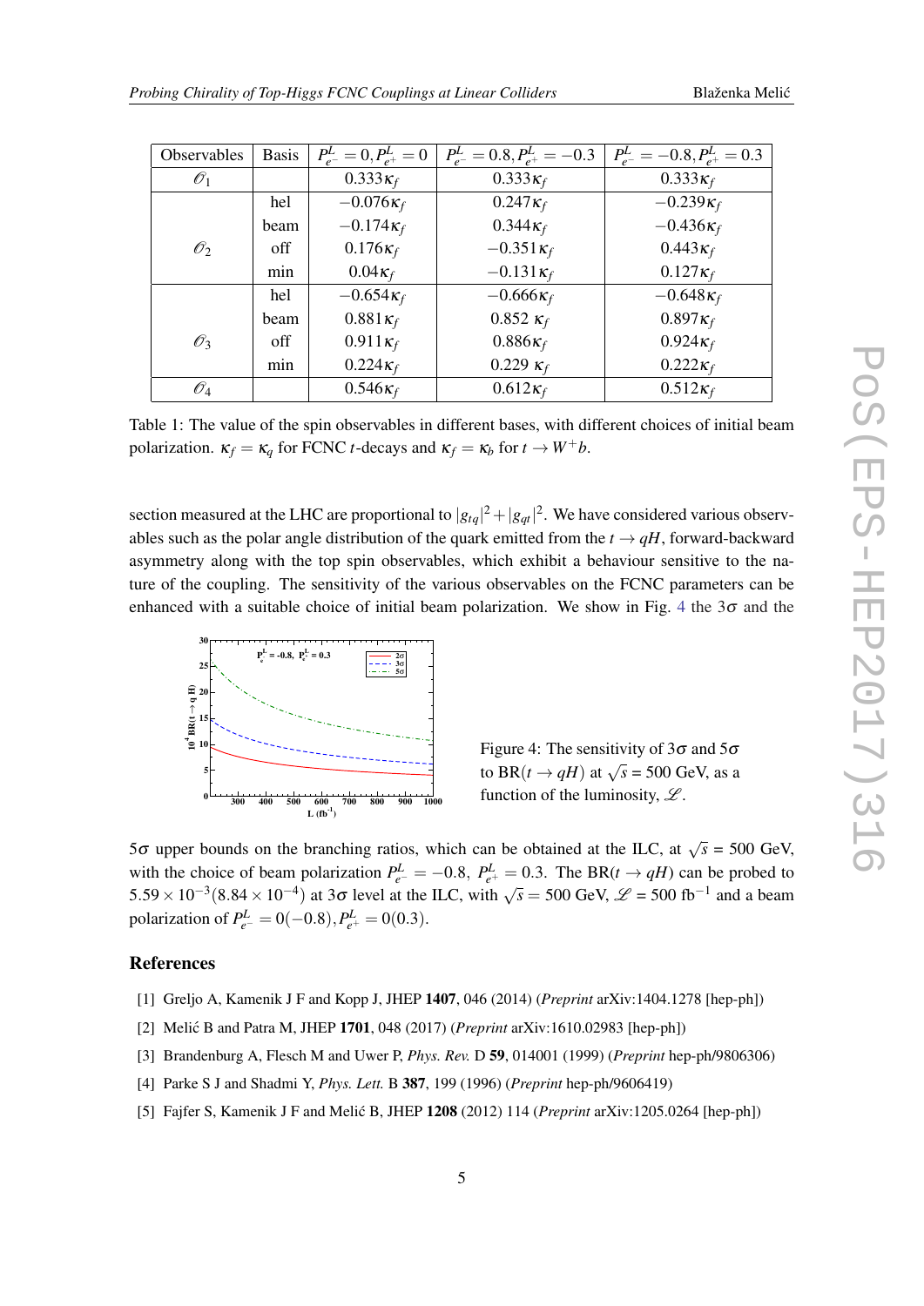| Observables | Basis | $P_{e^-}^L = 0, P_{e^+}^L = 0$ | $P_{e^-}^L = 0.8, P_{e^+}^L = -0.3$ | $P_{e^-}^L = -0.8, P_{e^+}^L = 0.3$ |
|---|---|---|---|---|
| $\mathscr{O}_1$ | | $0.333\kappa_f$ | $0.333\kappa_f$ | $0.333\kappa_f$ |
| $\mathscr{O}_2$ | hel | $-0.076\kappa_f$ | $0.247\kappa_f$ | $-0.239\kappa_f$ |
| | beam | $-0.174\kappa_f$ | $0.344\kappa_f$ | $-0.436\kappa_f$ |
| | off | $0.176\kappa_f$ | $-0.351\kappa_f$ | $0.443\kappa_f$ |
| | min | $0.04\kappa_f$ | $-0.131\kappa_f$ | $0.127\kappa_f$ |
| $\mathscr{O}_3$ | hel | $-0.654\kappa_f$ | $-0.666\kappa_f$ | $-0.648\kappa_f$ |
| | beam | $0.881\kappa_f$ | $0.852\ \kappa_f$ | $0.897\kappa_f$ |
| | off | $0.911\kappa_f$ | $0.886\kappa_f$ | $0.924\kappa_f$ |
| | min | $0.224\kappa_f$ | $0.229\ \kappa_f$ | $0.222\kappa_f$ |
| $\mathscr{O}_4$ | | $0.546\kappa_f$ | $0.612\kappa_f$ | $0.512\kappa_f$ |

Table 1: The value of the spin observables in different bases, with different choices of initial beam polarization. $\kappa_f = \kappa_q$ for FCNC $t$-decays and $\kappa_f = \kappa_b$ for $t \to W^+ b$.

section measured at the LHC are proportional to $|g_{tq}|^2 + |g_{qt}|^2$. We have considered various observables such as the polar angle distribution of the quark emitted from the $t \to qH$, forward-backward asymmetry along with the top spin observables, which exhibit a behaviour sensitive to the nature of the coupling. The sensitivity of the various observables on the FCNC parameters can be enhanced with a suitable choice of initial beam polarization. We show in Fig. 4 the $3\sigma$ and the

$P_e^L = -0.8,\ P_e^L = 0.3$

2σ
3σ
5σ

$10^4$ BR($t \to q$ H)

L (fb$^{-1}$)

0 5 10 15 20 25 30

300 400 500 600 700 800 900 1000

Figure 4: The sensitivity of $3\sigma$ and $5\sigma$ to BR($t \to qH$) at $\sqrt{s}$ = 500 GeV, as a function of the luminosity, $\mathscr{L}$.

$5\sigma$ upper bounds on the branching ratios, which can be obtained at the ILC, at $\sqrt{s}$ = 500 GeV, with the choice of beam polarization $P_{e^-}^L = -0.8$, $P_{e^+}^L = 0.3$. The BR($t \to qH$) can be probed to $5.59 \times 10^{-3} (8.84 \times 10^{-4})$ at $3\sigma$ level at the ILC, with $\sqrt{s} = 500$ GeV, $\mathscr{L}$ = 500 fb$^{-1}$ and a beam polarization of $P_{e^-}^L = 0(-0.8), P_{e^+}^L = 0(0.3)$.

## References

[1] Greljo A, Kamenik J F and Kopp J, JHEP **1407**, 046 (2014) (*Preprint* arXiv:1404.1278 [hep-ph])

[2] Melić B and Patra M, JHEP **1701**, 048 (2017) (*Preprint* arXiv:1610.02983 [hep-ph])

[3] Brandenburg A, Flesch M and Uwer P, *Phys. Rev.* D **59**, 014001 (1999) (*Preprint* hep-ph/9806306)

[4] Parke S J and Shadmi Y, *Phys. Lett.* B **387**, 199 (1996) (*Preprint* hep-ph/9606419)

[5] Fajfer S, Kamenik J F and Melić B, JHEP **1208** (2012) 114 (*Preprint* arXiv:1205.0264 [hep-ph])